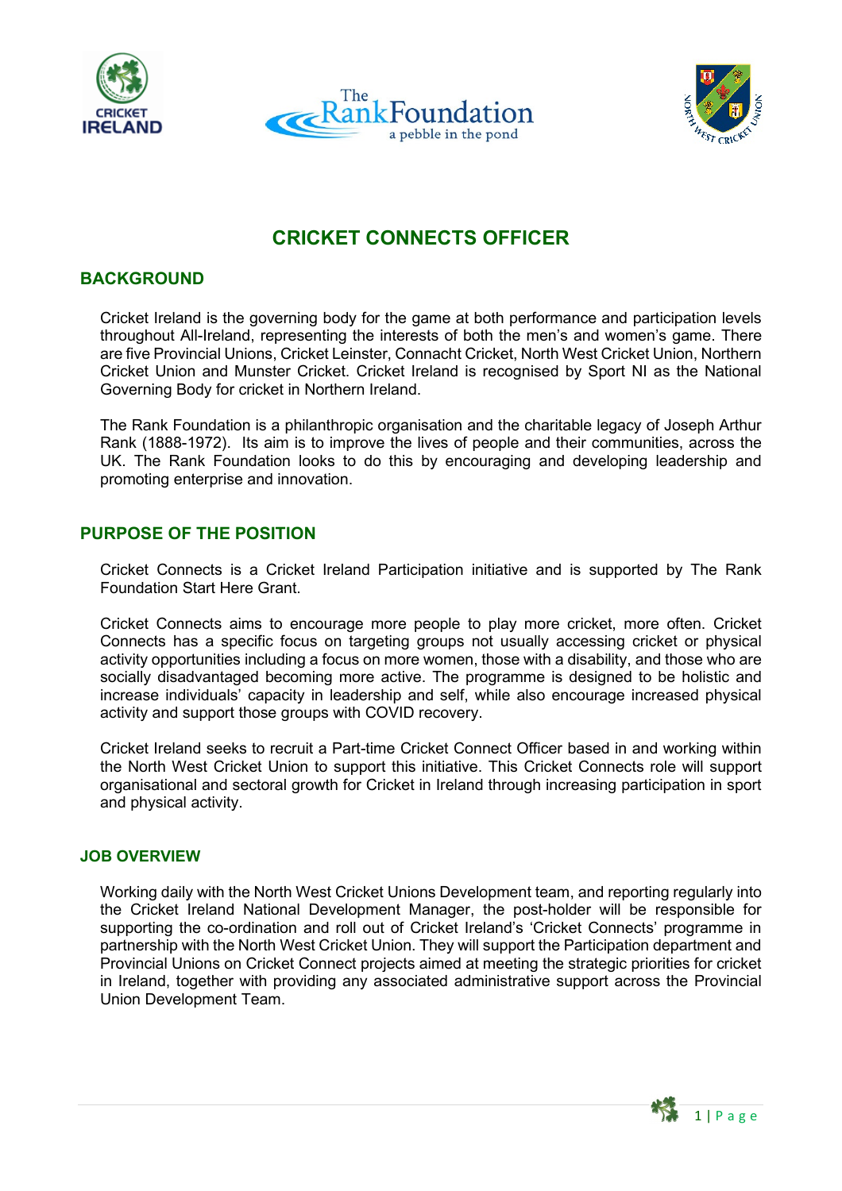# CRICKET CONNECTS OFFICER

## BACKGROUND

Cricket Ireland is the governing body for the game at both performance and participation levels throughout All-Ireland, representing the interests of both the men's and women's game. There are five Provincial Unions, Cricket Leinster, Connacht Cricket, North West Cricket Union, Northern Cricket Union and Munster Cricket. Cricket Ireland is recognised by Sport NI as the National Governing Body for cricket in Northern Ireland.

The Rank Foundation is a philanthropic organisation and the charitable legacy of Joseph Arthur Rank (1888-1972). Its aim is to improve the lives of people and their communities, across the UK. The Rank Foundation looks to do this by encouraging and developing leadership and promoting enterprise and innovation.

## PURPOSE OF THE POSITION

Cricket Connects is a Cricket Ireland Participation initiative and is supported by The Rank Foundation Start Here Grant.

Cricket Connects aims to encourage more people to play more cricket, more often. Cricket Connects has a specific focus on targeting groups not usually accessing cricket or physical activity opportunities including a focus on more women, those with a disability, and those who are socially disadvantaged becoming more active. The programme is designed to be holistic and increase individuals' capacity in leadership and self, while also encourage increased physical activity and support those groups with COVID recovery.

Cricket Ireland seeks to recruit a Part-time Cricket Connect Officer based in and working within the North West Cricket Union to support this initiative. This Cricket Connects role will support organisational and sectoral growth for Cricket in Ireland through increasing participation in sport and physical activity.

### JOB OVERVIEW

Working daily with the North West Cricket Unions Development team, and reporting regularly into the Cricket Ireland National Development Manager, the post-holder will be responsible for supporting the co-ordination and roll out of Cricket Ireland's 'Cricket Connects' programme in partnership with the North West Cricket Union. They will support the Participation department and Provincial Unions on Cricket Connect projects aimed at meeting the strategic priorities for cricket in Ireland, together with providing any associated administrative support across the Provincial Union Development Team.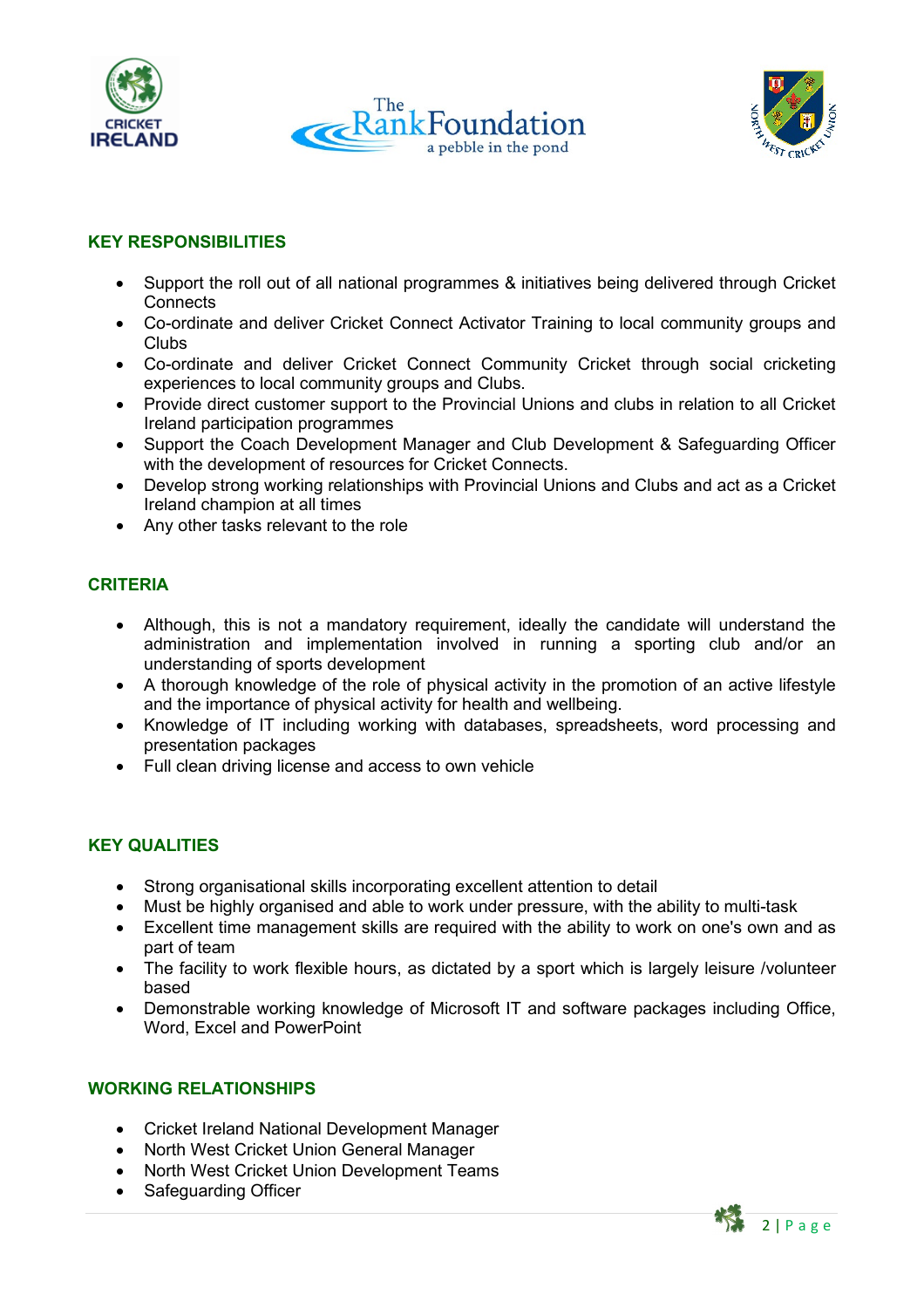## KEY RESPONSIBILITIES

- Support the roll out of all national programmes & initiatives being delivered through Cricket Connects
- Co-ordinate and deliver Cricket Connect Activator Training to local community groups and Clubs
- Co-ordinate and deliver Cricket Connect Community Cricket through social cricketing experiences to local community groups and Clubs.
- Provide direct customer support to the Provincial Unions and clubs in relation to all Cricket Ireland participation programmes
- Support the Coach Development Manager and Club Development & Safeguarding Officer with the development of resources for Cricket Connects.
- Develop strong working relationships with Provincial Unions and Clubs and act as a Cricket Ireland champion at all times
- Any other tasks relevant to the role

## CRITERIA

- Although, this is not a mandatory requirement, ideally the candidate will understand the administration and implementation involved in running a sporting club and/or an understanding of sports development
- A thorough knowledge of the role of physical activity in the promotion of an active lifestyle and the importance of physical activity for health and wellbeing.
- Knowledge of IT including working with databases, spreadsheets, word processing and presentation packages
- Full clean driving license and access to own vehicle

## KEY QUALITIES

- Strong organisational skills incorporating excellent attention to detail
- Must be highly organised and able to work under pressure, with the ability to multi-task
- Excellent time management skills are required with the ability to work on one's own and as part of team
- The facility to work flexible hours, as dictated by a sport which is largely leisure /volunteer based
- Demonstrable working knowledge of Microsoft IT and software packages including Office, Word, Excel and PowerPoint

## WORKING RELATIONSHIPS

- Cricket Ireland National Development Manager
- North West Cricket Union General Manager
- North West Cricket Union Development Teams
- Safeguarding Officer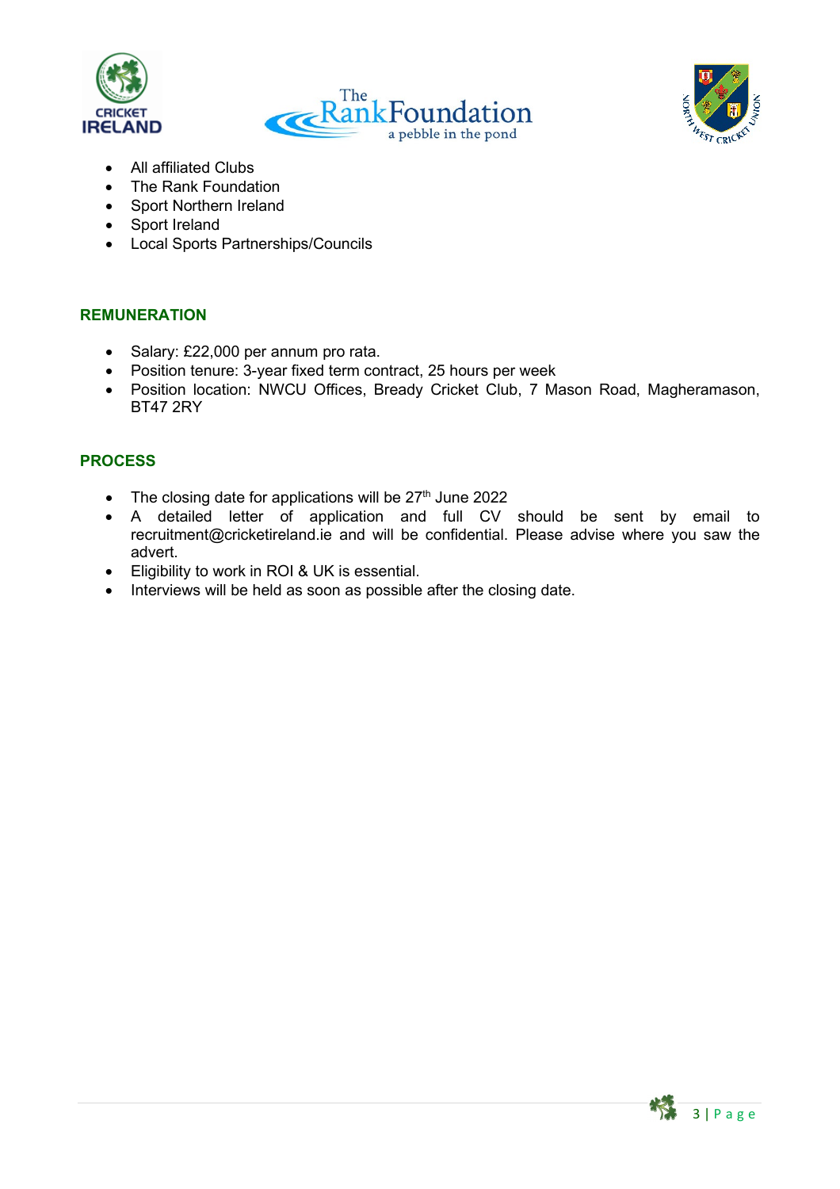- All affiliated Clubs
- The Rank Foundation
- Sport Northern Ireland
- Sport Ireland
- Local Sports Partnerships/Councils

## REMUNERATION

- Salary: £22,000 per annum pro rata.
- Position tenure: 3-year fixed term contract, 25 hours per week
- Position location: NWCU Offices, Bready Cricket Club, 7 Mason Road, Magheramason, BT47 2RY

## PROCESS

- The closing date for applications will be 27th June 2022
- A detailed letter of application and full CV should be sent by email to recruitment@cricketireland.ie and will be confidential. Please advise where you saw the advert.
- Eligibility to work in ROI & UK is essential.
- Interviews will be held as soon as possible after the closing date.